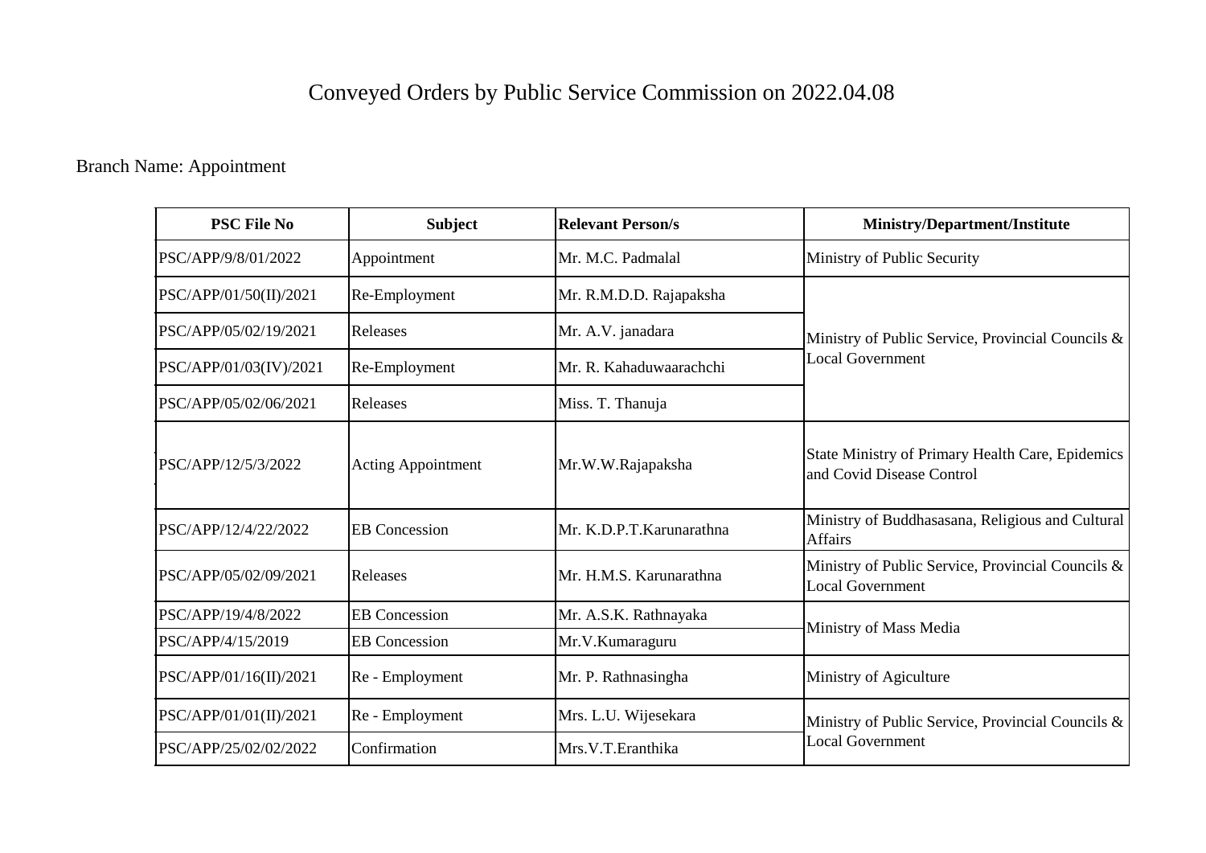# Conveyed Orders by Public Service Commission on 2022.04.08

Branch Name: Appointment

| PSC File No | Subject | Relevant Person/s | Ministry/Department/Institute |
|---|---|---|---|
| PSC/APP/9/8/01/2022 | Appointment | Mr. M.C. Padmalal | Ministry of Public Security |
| PSC/APP/01/50(II)/2021 | Re-Employment | Mr. R.M.D.D. Rajapaksha | Ministry of Public Service, Provincial Councils & Local Government |
| PSC/APP/05/02/19/2021 | Releases | Mr. A.V. janadara | |
| PSC/APP/01/03(IV)/2021 | Re-Employment | Mr. R. Kahaduwaarachchi | |
| PSC/APP/05/02/06/2021 | Releases | Miss. T. Thanuja | |
| PSC/APP/12/5/3/2022 | Acting Appointment | Mr.W.W.Rajapaksha | State Ministry of Primary Health Care, Epidemics and Covid Disease Control |
| PSC/APP/12/4/22/2022 | EB Concession | Mr. K.D.P.T.Karunarathna | Ministry of Buddhasasana, Religious and Cultural Affairs |
| PSC/APP/05/02/09/2021 | Releases | Mr. H.M.S. Karunarathna | Ministry of Public Service, Provincial Councils & Local Government |
| PSC/APP/19/4/8/2022 | EB Concession | Mr. A.S.K. Rathnayaka | Ministry of Mass Media |
| PSC/APP/4/15/2019 | EB Concession | Mr.V.Kumaraguru | |
| PSC/APP/01/16(II)/2021 | Re - Employment | Mr. P. Rathnasingha | Ministry of Agiculture |
| PSC/APP/01/01(II)/2021 | Re - Employment | Mrs. L.U. Wijesekara | Ministry of Public Service, Provincial Councils & Local Government |
| PSC/APP/25/02/02/2022 | Confirmation | Mrs.V.T.Eranthika | |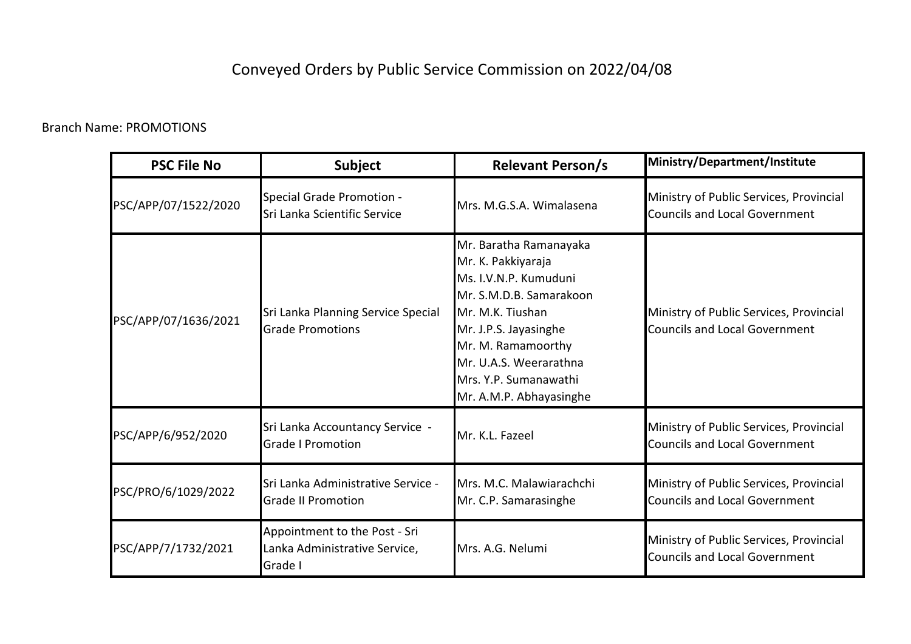# Conveyed Orders by Public Service Commission on 2022/04/08

Branch Name: PROMOTIONS

| PSC File No | Subject | Relevant Person/s | Ministry/Department/Institute |
| --- | --- | --- | --- |
| PSC/APP/07/1522/2020 | Special Grade Promotion - Sri Lanka Scientific Service | Mrs. M.G.S.A. Wimalasena | Ministry of Public Services, Provincial Councils and Local Government |
| PSC/APP/07/1636/2021 | Sri Lanka Planning Service Special Grade Promotions | Mr. Baratha Ramanayaka<br>Mr. K. Pakkiyaraja<br>Ms. I.V.N.P. Kumuduni<br>Mr. S.M.D.B. Samarakoon<br>Mr. M.K. Tiushan<br>Mr. J.P.S. Jayasinghe<br>Mr. M. Ramamoorthy<br>Mr. U.A.S. Weerarathna<br>Mrs. Y.P. Sumanawathi<br>Mr. A.M.P. Abhayasinghe | Ministry of Public Services, Provincial Councils and Local Government |
| PSC/APP/6/952/2020 | Sri Lanka Accountancy Service - Grade I Promotion | Mr. K.L. Fazeel | Ministry of Public Services, Provincial Councils and Local Government |
| PSC/PRO/6/1029/2022 | Sri Lanka Administrative Service - Grade II Promotion | Mrs. M.C. Malawiarachchi<br>Mr. C.P. Samarasinghe | Ministry of Public Services, Provincial Councils and Local Government |
| PSC/APP/7/1732/2021 | Appointment to the Post - Sri Lanka Administrative Service, Grade I | Mrs. A.G. Nelumi | Ministry of Public Services, Provincial Councils and Local Government |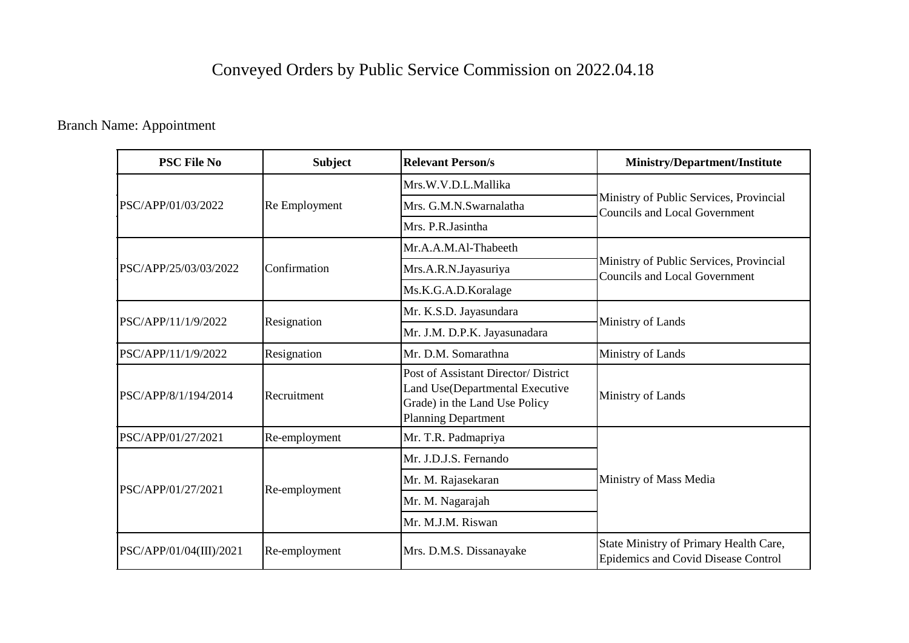# Conveyed Orders by Public Service Commission on 2022.04.18

Branch Name: Appointment

| PSC File No | Subject | Relevant Person/s | Ministry/Department/Institute |
|---|---|---|---|
| PSC/APP/01/03/2022 | Re Employment | Mrs.W.V.D.L.Mallika | Ministry of Public Services, Provincial Councils and Local Government |
| | | Mrs. G.M.N.Swarnalatha | |
| | | Mrs. P.R.Jasintha | |
| PSC/APP/25/03/03/2022 | Confirmation | Mr.A.A.M.Al-Thabeeth | Ministry of Public Services, Provincial Councils and Local Government |
| | | Mrs.A.R.N.Jayasuriya | |
| | | Ms.K.G.A.D.Koralage | |
| PSC/APP/11/1/9/2022 | Resignation | Mr. K.S.D. Jayasundara | Ministry of Lands |
| | | Mr. J.M. D.P.K. Jayasunadara | |
| PSC/APP/11/1/9/2022 | Resignation | Mr. D.M. Somarathna | Ministry of Lands |
| PSC/APP/8/1/194/2014 | Recruitment | Post of Assistant Director/ District Land Use(Departmental Executive Grade) in the Land Use Policy Planning Department | Ministry of Lands |
| PSC/APP/01/27/2021 | Re-employment | Mr. T.R. Padmapriya | Ministry of Mass Media |
| PSC/APP/01/27/2021 | Re-employment | Mr. J.D.J.S. Fernando | |
| | | Mr. M. Rajasekaran | |
| | | Mr. M. Nagarajah | |
| | | Mr. M.J.M. Riswan | |
| PSC/APP/01/04(III)/2021 | Re-employment | Mrs. D.M.S. Dissanayake | State Ministry of Primary Health Care, Epidemics and Covid Disease Control |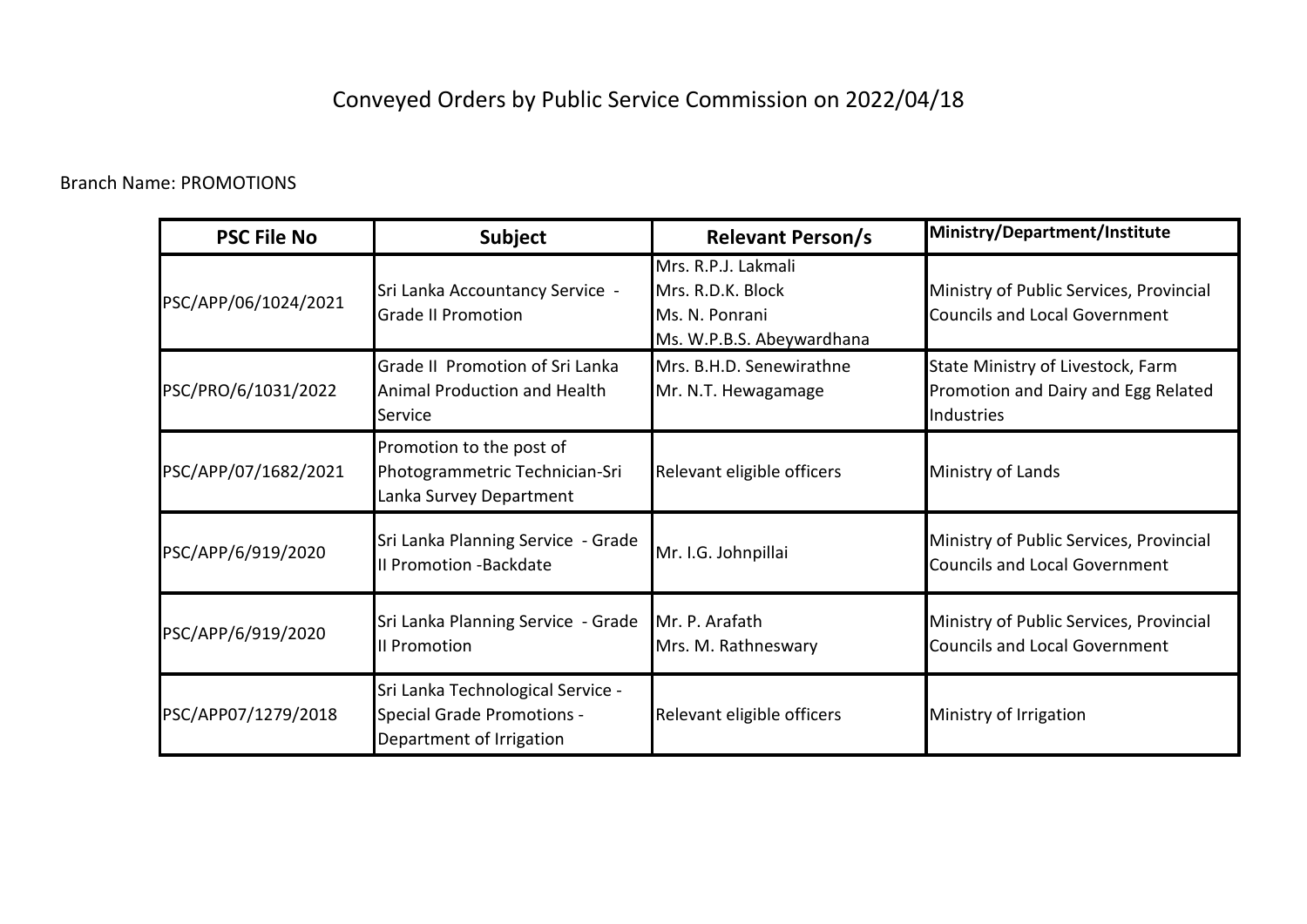# Conveyed Orders by Public Service Commission on 2022/04/18

Branch Name: PROMOTIONS

| PSC File No | Subject | Relevant Person/s | Ministry/Department/Institute |
|---|---|---|---|
| PSC/APP/06/1024/2021 | Sri Lanka Accountancy Service - Grade II Promotion | Mrs. R.P.J. Lakmali<br>Mrs. R.D.K. Block<br>Ms. N. Ponrani<br>Ms. W.P.B.S. Abeywardhana | Ministry of Public Services, Provincial Councils and Local Government |
| PSC/PRO/6/1031/2022 | Grade II Promotion of Sri Lanka Animal Production and Health Service | Mrs. B.H.D. Senewirathne<br>Mr. N.T. Hewagamage | State Ministry of Livestock, Farm Promotion and Dairy and Egg Related Industries |
| PSC/APP/07/1682/2021 | Promotion to the post of Photogrammetric Technician-Sri Lanka Survey Department | Relevant eligible officers | Ministry of Lands |
| PSC/APP/6/919/2020 | Sri Lanka Planning Service - Grade II Promotion -Backdate | Mr. I.G. Johnpillai | Ministry of Public Services, Provincial Councils and Local Government |
| PSC/APP/6/919/2020 | Sri Lanka Planning Service - Grade II Promotion | Mr. P. Arafath<br>Mrs. M. Rathneswary | Ministry of Public Services, Provincial Councils and Local Government |
| PSC/APP07/1279/2018 | Sri Lanka Technological Service - Special Grade Promotions - Department of Irrigation | Relevant eligible officers | Ministry of Irrigation |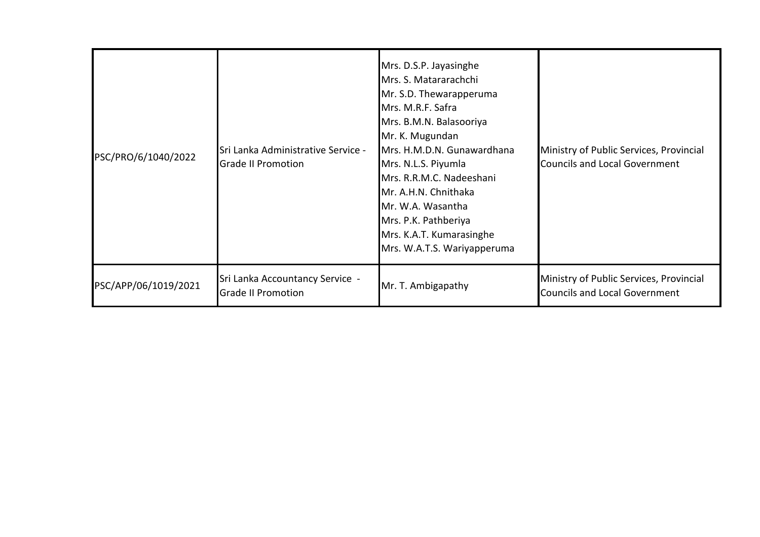| | | | |
|---|---|---|---|
| PSC/PRO/6/1040/2022 | Sri Lanka Administrative Service - Grade II Promotion | Mrs. D.S.P. Jayasinghe<br>Mrs. S. Matararachchi<br>Mr. S.D. Thewarapperuma<br>Mrs. M.R.F. Safra<br>Mrs. B.M.N. Balasooriya<br>Mr. K. Mugundan<br>Mrs. H.M.D.N. Gunawardhana<br>Mrs. N.L.S. Piyumla<br>Mrs. R.R.M.C. Nadeeshani<br>Mr. A.H.N. Chnithaka<br>Mr. W.A. Wasantha<br>Mrs. P.K. Pathberiya<br>Mrs. K.A.T. Kumarasinghe<br>Mrs. W.A.T.S. Wariyapperuma | Ministry of Public Services, Provincial Councils and Local Government |
| PSC/APP/06/1019/2021 | Sri Lanka Accountancy Service - Grade II Promotion | Mr. T. Ambigapathy | Ministry of Public Services, Provincial Councils and Local Government |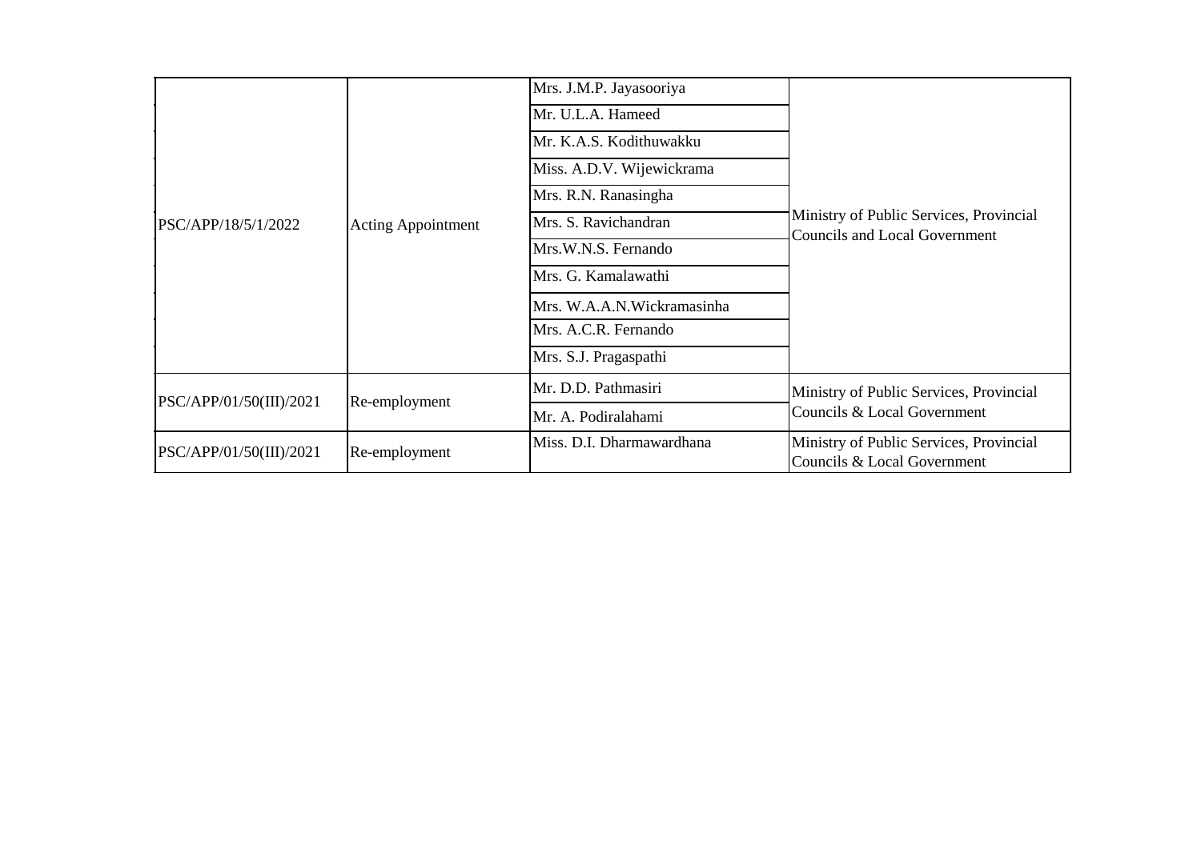| | | | |
|---|---|---|---|
| PSC/APP/18/5/1/2022 | Acting Appointment | Mrs. J.M.P. Jayasooriya | Ministry of Public Services, Provincial Councils and Local Government |
| | | Mr. U.L.A. Hameed | |
| | | Mr. K.A.S. Kodithuwakku | |
| | | Miss. A.D.V. Wijewickrama | |
| | | Mrs. R.N. Ranasingha | |
| | | Mrs. S. Ravichandran | |
| | | Mrs.W.N.S. Fernando | |
| | | Mrs. G. Kamalawathi | |
| | | Mrs. W.A.A.N.Wickramasinha | |
| | | Mrs. A.C.R. Fernando | |
| | | Mrs. S.J. Pragaspathi | |
| PSC/APP/01/50(III)/2021 | Re-employment | Mr. D.D. Pathmasiri | Ministry of Public Services, Provincial Councils & Local Government |
| | | Mr. A. Podiralahami | |
| PSC/APP/01/50(III)/2021 | Re-employment | Miss. D.I. Dharmawardhana | Ministry of Public Services, Provincial Councils & Local Government |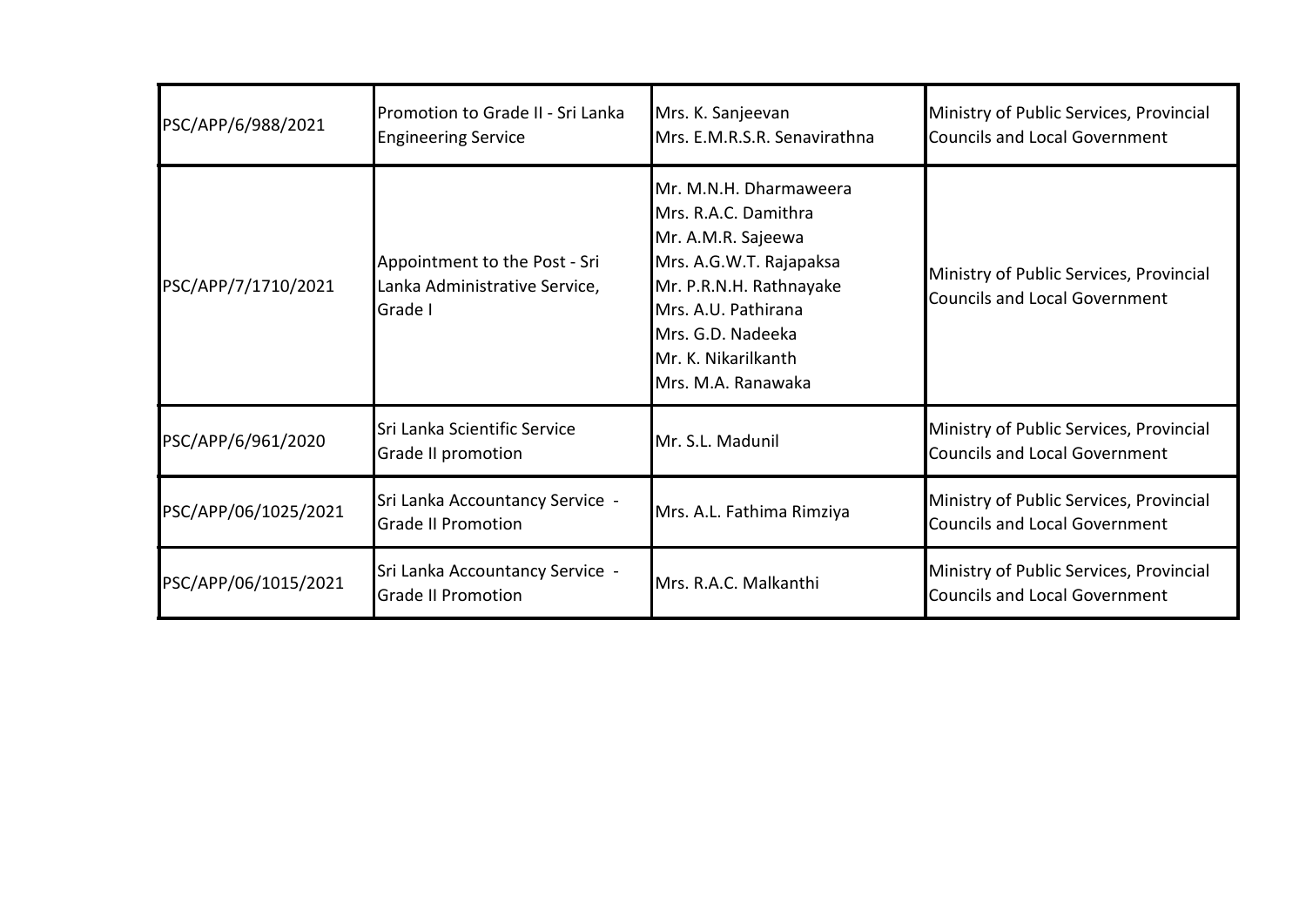| | | | |
|---|---|---|---|
| PSC/APP/6/988/2021 | Promotion to Grade II - Sri Lanka Engineering Service | Mrs. K. Sanjeevan<br>Mrs. E.M.R.S.R. Senavirathna | Ministry of Public Services, Provincial Councils and Local Government |
| PSC/APP/7/1710/2021 | Appointment to the Post - Sri Lanka Administrative Service, Grade I | Mr. M.N.H. Dharmaweera<br>Mrs. R.A.C. Damithra<br>Mr. A.M.R. Sajeewa<br>Mrs. A.G.W.T. Rajapaksa<br>Mr. P.R.N.H. Rathnayake<br>Mrs. A.U. Pathirana<br>Mrs. G.D. Nadeeka<br>Mr. K. Nikarilkanth<br>Mrs. M.A. Ranawaka | Ministry of Public Services, Provincial Councils and Local Government |
| PSC/APP/6/961/2020 | Sri Lanka Scientific Service Grade II promotion | Mr. S.L. Madunil | Ministry of Public Services, Provincial Councils and Local Government |
| PSC/APP/06/1025/2021 | Sri Lanka Accountancy Service - Grade II Promotion | Mrs. A.L. Fathima Rimziya | Ministry of Public Services, Provincial Councils and Local Government |
| PSC/APP/06/1015/2021 | Sri Lanka Accountancy Service - Grade II Promotion | Mrs. R.A.C. Malkanthi | Ministry of Public Services, Provincial Councils and Local Government |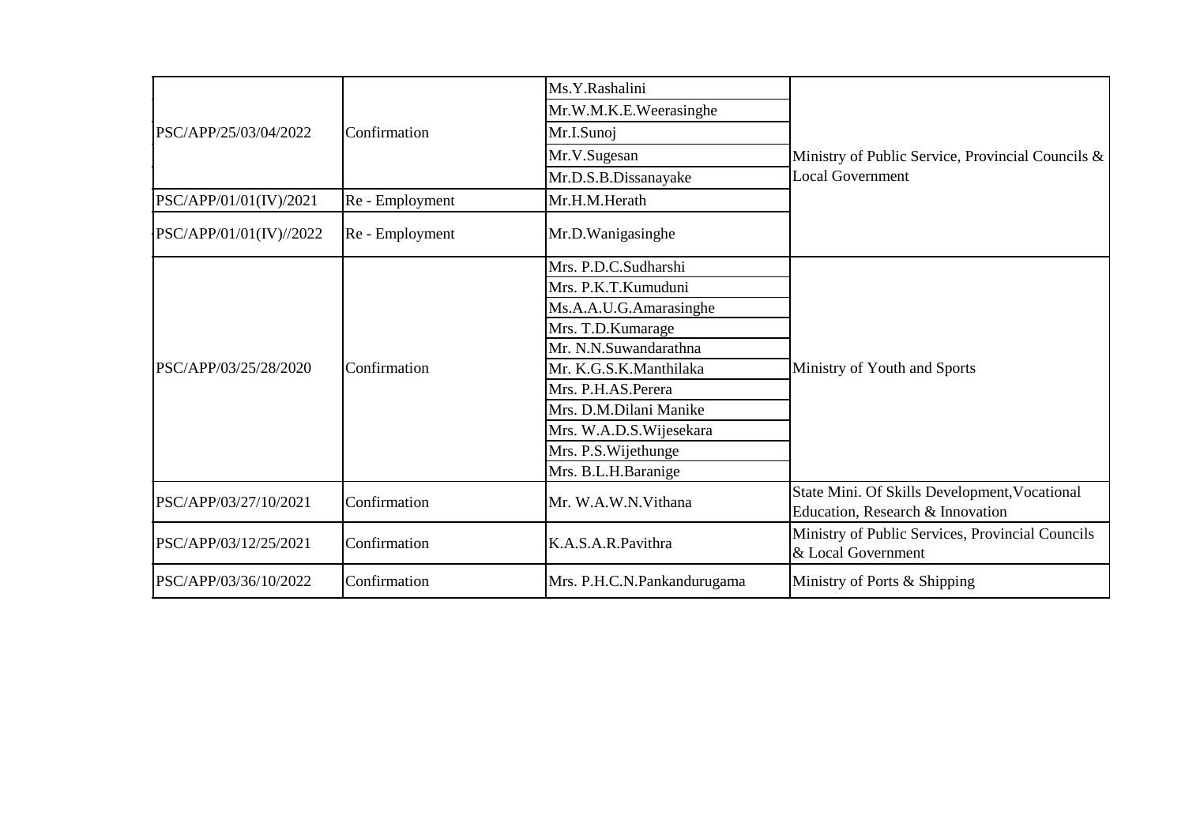| | | | |
|---|---|---|---|
| PSC/APP/25/03/04/2022 | Confirmation | Ms.Y.Rashalini | Ministry of Public Service, Provincial Councils & Local Government |
| | | Mr.W.M.K.E.Weerasinghe | |
| | | Mr.I.Sunoj | |
| | | Mr.V.Sugesan | |
| | | Mr.D.S.B.Dissanayake | |
| PSC/APP/01/01(IV)/2021 | Re - Employment | Mr.H.M.Herath | |
| PSC/APP/01/01(IV)//2022 | Re - Employment | Mr.D.Wanigasinghe | |
| PSC/APP/03/25/28/2020 | Confirmation | Mrs. P.D.C.Sudharshi | Ministry of Youth and Sports |
| | | Mrs. P.K.T.Kumuduni | |
| | | Ms.A.A.U.G.Amarasinghe | |
| | | Mrs. T.D.Kumarage | |
| | | Mr. N.N.Suwandarathna | |
| | | Mr. K.G.S.K.Manthilaka | |
| | | Mrs. P.H.AS.Perera | |
| | | Mrs. D.M.Dilani Manike | |
| | | Mrs. W.A.D.S.Wijesekara | |
| | | Mrs. P.S.Wijethunge | |
| | | Mrs. B.L.H.Baranige | |
| PSC/APP/03/27/10/2021 | Confirmation | Mr. W.A.W.N.Vithana | State Mini. Of Skills Development,Vocational Education, Research & Innovation |
| PSC/APP/03/12/25/2021 | Confirmation | K.A.S.A.R.Pavithra | Ministry of Public Services, Provincial Councils & Local Government |
| PSC/APP/03/36/10/2022 | Confirmation | Mrs. P.H.C.N.Pankandurugama | Ministry of Ports & Shipping |